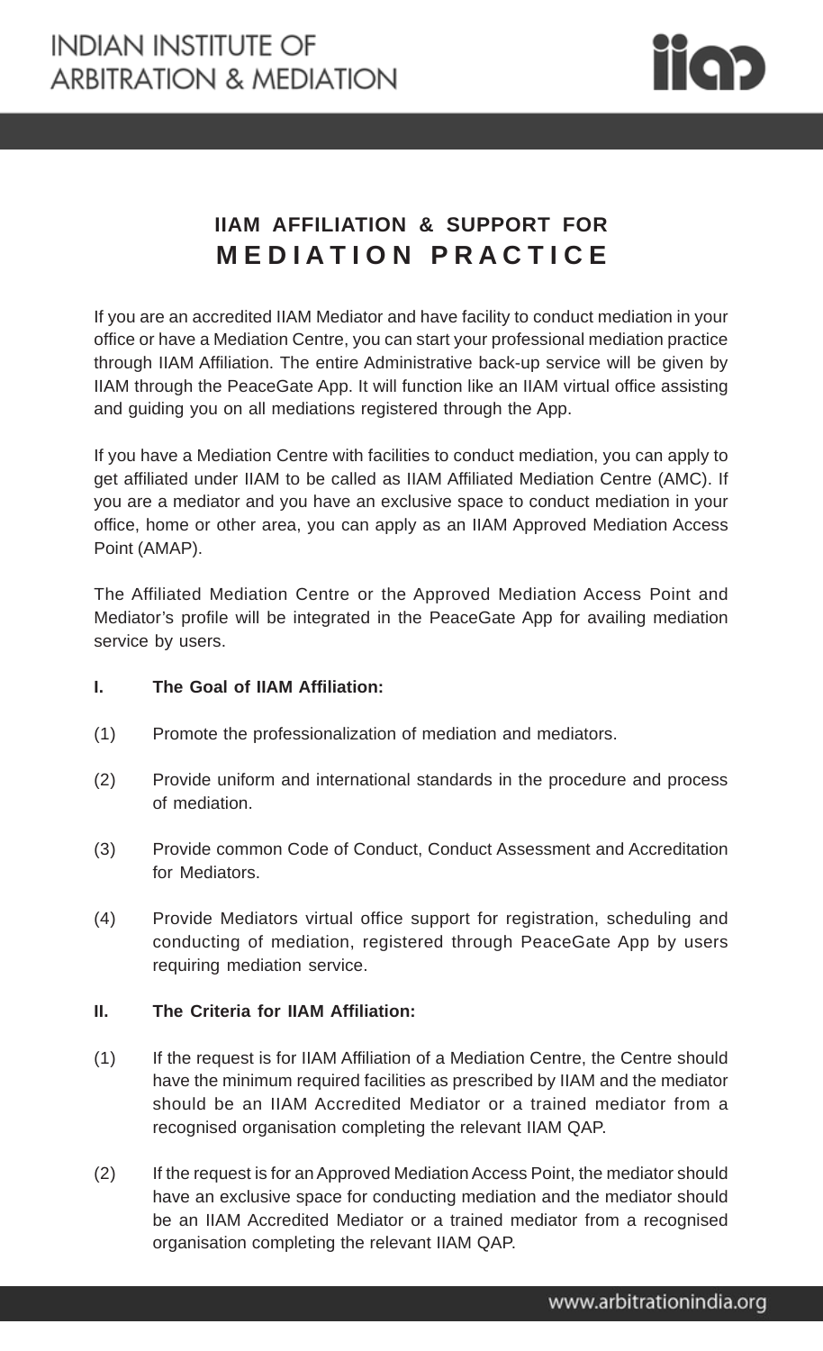# IIAM AFFILIATION & SUPPORT FOR MEDIATION PRACTICE

If you are an accredited IIAM Mediator and have facility to conduct mediation in your office or have a Mediation Centre, you can start your professional mediation practice through IIAM Affiliation. The entire Administrative back-up service will be given by IIAM through the PeaceGate App. It will function like an IIAM virtual office assisting and guiding you on all mediations registered through the App.

If you have a Mediation Centre with facilities to conduct mediation, you can apply to get affiliated under IIAM to be called as IIAM Affiliated Mediation Centre (AMC). If you are a mediator and you have an exclusive space to conduct mediation in your office, home or other area, you can apply as an IIAM Approved Mediation Access Point (AMAP).

The Affiliated Mediation Centre or the Approved Mediation Access Point and Mediator's profile will be integrated in the PeaceGate App for availing mediation service by users.

## I. The Goal of IIAM Affiliation:

(1) Promote the professionalization of mediation and mediators.

(2) Provide uniform and international standards in the procedure and process of mediation.

(3) Provide common Code of Conduct, Conduct Assessment and Accreditation for Mediators.

(4) Provide Mediators virtual office support for registration, scheduling and conducting of mediation, registered through PeaceGate App by users requiring mediation service.

## II. The Criteria for IIAM Affiliation:

(1) If the request is for IIAM Affiliation of a Mediation Centre, the Centre should have the minimum required facilities as prescribed by IIAM and the mediator should be an IIAM Accredited Mediator or a trained mediator from a recognised organisation completing the relevant IIAM QAP.

(2) If the request is for an Approved Mediation Access Point, the mediator should have an exclusive space for conducting mediation and the mediator should be an IIAM Accredited Mediator or a trained mediator from a recognised organisation completing the relevant IIAM QAP.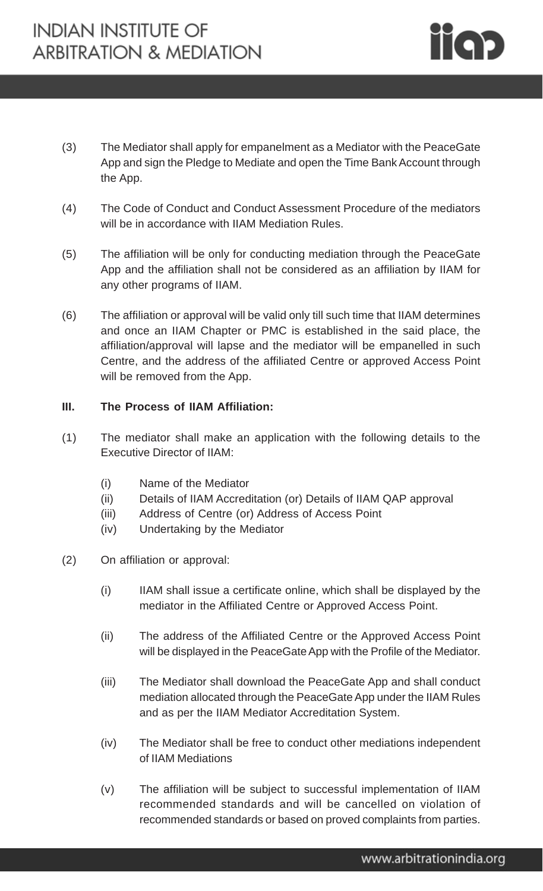(3) The Mediator shall apply for empanelment as a Mediator with the PeaceGate App and sign the Pledge to Mediate and open the Time Bank Account through the App.

(4) The Code of Conduct and Conduct Assessment Procedure of the mediators will be in accordance with IIAM Mediation Rules.

(5) The affiliation will be only for conducting mediation through the PeaceGate App and the affiliation shall not be considered as an affiliation by IIAM for any other programs of IIAM.

(6) The affiliation or approval will be valid only till such time that IIAM determines and once an IIAM Chapter or PMC is established in the said place, the affiliation/approval will lapse and the mediator will be empanelled in such Centre, and the address of the affiliated Centre or approved Access Point will be removed from the App.

**III. The Process of IIAM Affiliation:**

(1) The mediator shall make an application with the following details to the Executive Director of IIAM:

- (i) Name of the Mediator
- (ii) Details of IIAM Accreditation (or) Details of IIAM QAP approval
- (iii) Address of Centre (or) Address of Access Point
- (iv) Undertaking by the Mediator

(2) On affiliation or approval:

- (i) IIAM shall issue a certificate online, which shall be displayed by the mediator in the Affiliated Centre or Approved Access Point.
- (ii) The address of the Affiliated Centre or the Approved Access Point will be displayed in the PeaceGate App with the Profile of the Mediator.
- (iii) The Mediator shall download the PeaceGate App and shall conduct mediation allocated through the PeaceGate App under the IIAM Rules and as per the IIAM Mediator Accreditation System.
- (iv) The Mediator shall be free to conduct other mediations independent of IIAM Mediations
- (v) The affiliation will be subject to successful implementation of IIAM recommended standards and will be cancelled on violation of recommended standards or based on proved complaints from parties.